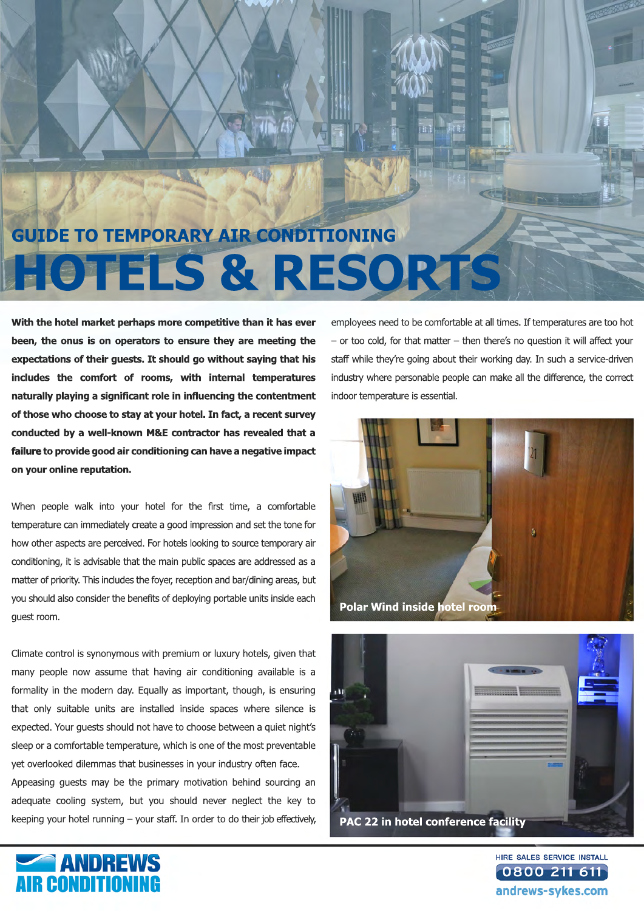## GUIDE TO TEMPORARY AIR CONDITIONING

# HOTELS & RESORTS

**With the hotel market perhaps more competitive than it has ever been, the onus is on operators to ensure they are meeting the expectations of their guests. It should go without saying that his includes the comfort of rooms, with internal temperatures naturally playing a significant role in influencing the contentment of those who choose to stay at your hotel. In fact, a recent survey conducted by a well-known M&E contractor has revealed that a failure to provide good air conditioning can have a negative impact on your online reputation.**

When people walk into your hotel for the first time, a comfortable temperature can immediately create a good impression and set the tone for how other aspects are perceived. For hotels looking to source temporary air conditioning, it is advisable that the main public spaces are addressed as a matter of priority. This includes the foyer, reception and bar/dining areas, but you should also consider the benefits of deploying portable units inside each guest room.

Climate control is synonymous with premium or luxury hotels, given that many people now assume that having air conditioning available is a formality in the modern day. Equally as important, though, is ensuring that only suitable units are installed inside spaces where silence is expected. Your guests should not have to choose between a quiet night's sleep or a comfortable temperature, which is one of the most preventable yet overlooked dilemmas that businesses in your industry often face.

Appeasing guests may be the primary motivation behind sourcing an adequate cooling system, but you should never neglect the key to keeping your hotel running – your staff. In order to do their job effectively, employees need to be comfortable at all times. If temperatures are too hot – or too cold, for that matter – then there's no question it will affect your staff while they're going about their working day. In such a service-driven industry where personable people can make all the difference, the correct indoor temperature is essential.

Polar Wind inside hotel room

PAC 22 in hotel conference facility

ANDREWS AIR CONDITIONING

HIRE SALES SERVICE INSTALL
0800 211 611
andrews-sykes.com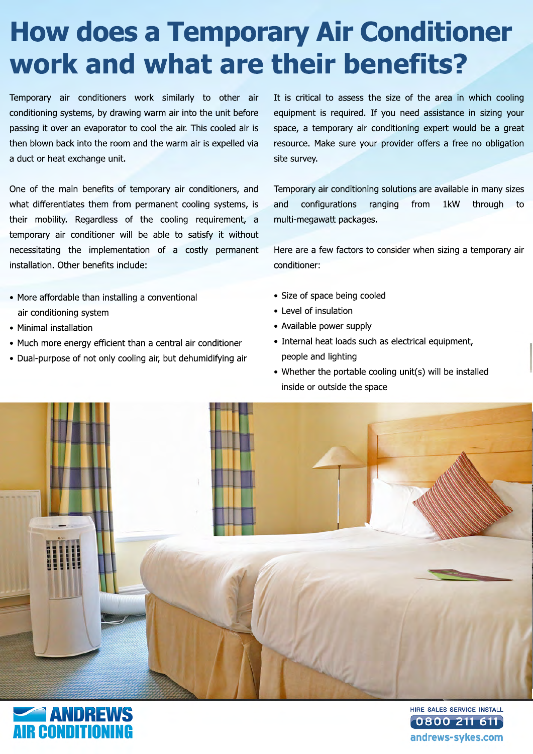# How does a Temporary Air Conditioner work and what are their benefits?

Temporary air conditioners work similarly to other air conditioning systems, by drawing warm air into the unit before passing it over an evaporator to cool the air. This cooled air is then blown back into the room and the warm air is expelled via a duct or heat exchange unit.

One of the main benefits of temporary air conditioners, and what differentiates them from permanent cooling systems, is their mobility. Regardless of the cooling requirement, a temporary air conditioner will be able to satisfy it without necessitating the implementation of a costly permanent installation. Other benefits include:

- More affordable than installing a conventional air conditioning system
- Minimal installation
- Much more energy efficient than a central air conditioner
- Dual-purpose of not only cooling air, but dehumidifying air

It is critical to assess the size of the area in which cooling equipment is required. If you need assistance in sizing your space, a temporary air conditioning expert would be a great resource. Make sure your provider offers a free no obligation site survey.

Temporary air conditioning solutions are available in many sizes and configurations ranging from 1kW through to multi-megawatt packages.

Here are a few factors to consider when sizing a temporary air conditioner:

- Size of space being cooled
- Level of insulation
- Available power supply
- Internal heat loads such as electrical equipment, people and lighting
- Whether the portable cooling unit(s) will be installed inside or outside the space

ANDREWS AIR CONDITIONING

HIRE SALES SERVICE INSTALL
0800 211 611
andrews-sykes.com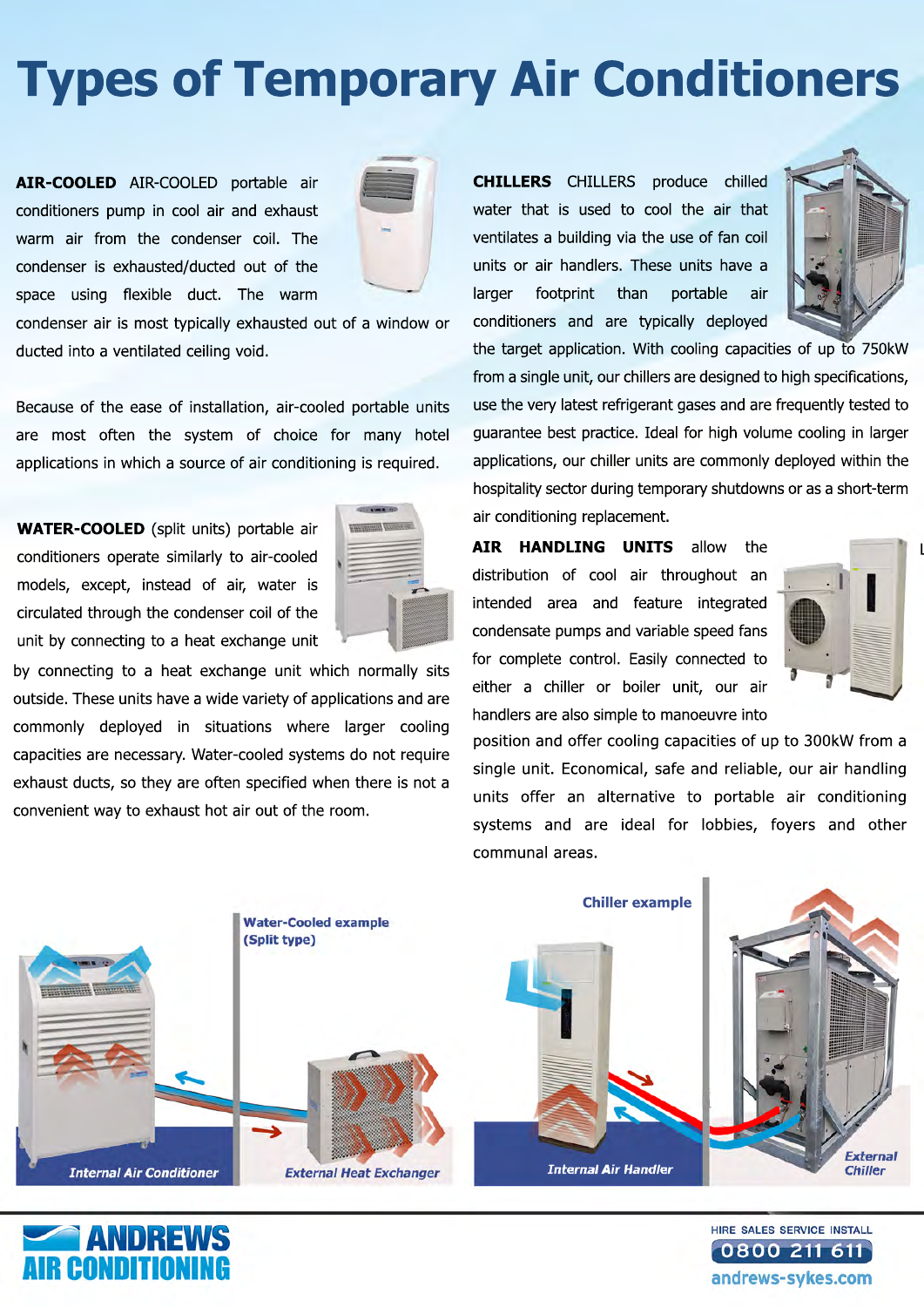# Types of Temporary Air Conditioners

**AIR-COOLED** AIR-COOLED portable air conditioners pump in cool air and exhaust warm air from the condenser coil. The condenser is exhausted/ducted out of the space using flexible duct. The warm condenser air is most typically exhausted out of a window or ducted into a ventilated ceiling void.

Because of the ease of installation, air-cooled portable units are most often the system of choice for many hotel applications in which a source of air conditioning is required.

**WATER-COOLED** (split units) portable air conditioners operate similarly to air-cooled models, except, instead of air, water is circulated through the condenser coil of the unit by connecting to a heat exchange unit by connecting to a heat exchange unit which normally sits outside. These units have a wide variety of applications and are commonly deployed in situations where larger cooling capacities are necessary. Water-cooled systems do not require exhaust ducts, so they are often specified when there is not a convenient way to exhaust hot air out of the room.

**CHILLERS** CHILLERS produce chilled water that is used to cool the air that ventilates a building via the use of fan coil units or air handlers. These units have a larger footprint than portable air conditioners and are typically deployed the target application. With cooling capacities of up to 750kW from a single unit, our chillers are designed to high specifications, use the very latest refrigerant gases and are frequently tested to guarantee best practice. Ideal for high volume cooling in larger applications, our chiller units are commonly deployed within the hospitality sector during temporary shutdowns or as a short-term air conditioning replacement.

**AIR HANDLING UNITS** allow the distribution of cool air throughout an intended area and feature integrated condensate pumps and variable speed fans for complete control. Easily connected to either a chiller or boiler unit, our air handlers are also simple to manoeuvre into position and offer cooling capacities of up to 300kW from a single unit. Economical, safe and reliable, our air handling units offer an alternative to portable air conditioning systems and are ideal for lobbies, foyers and other communal areas.

Water-Cooled example (Split type)

Internal Air Conditioner

External Heat Exchanger

Chiller example

Internal Air Handler

External Chiller

ANDREWS AIR CONDITIONING

HIRE SALES SERVICE INSTALL

0800 211 611

andrews-sykes.com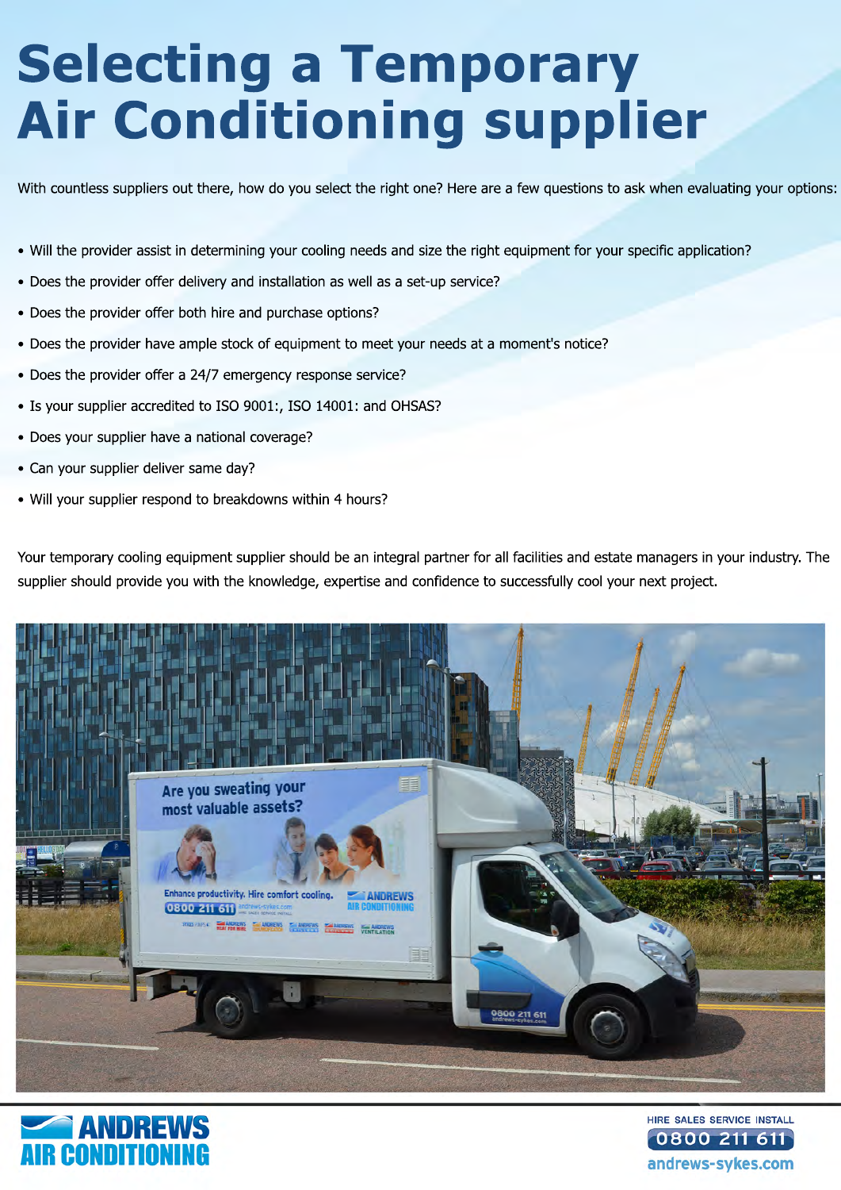# Selecting a Temporary Air Conditioning supplier

With countless suppliers out there, how do you select the right one? Here are a few questions to ask when evaluating your options:

- Will the provider assist in determining your cooling needs and size the right equipment for your specific application?
- Does the provider offer delivery and installation as well as a set-up service?
- Does the provider offer both hire and purchase options?
- Does the provider have ample stock of equipment to meet your needs at a moment's notice?
- Does the provider offer a 24/7 emergency response service?
- Is your supplier accredited to ISO 9001:, ISO 14001: and OHSAS?
- Does your supplier have a national coverage?
- Can your supplier deliver same day?
- Will your supplier respond to breakdowns within 4 hours?

Your temporary cooling equipment supplier should be an integral partner for all facilities and estate managers in your industry. The supplier should provide you with the knowledge, expertise and confidence to successfully cool your next project.

ANDREWS AIR CONDITIONING

HIRE SALES SERVICE INSTALL
0800 211 611
andrews-sykes.com